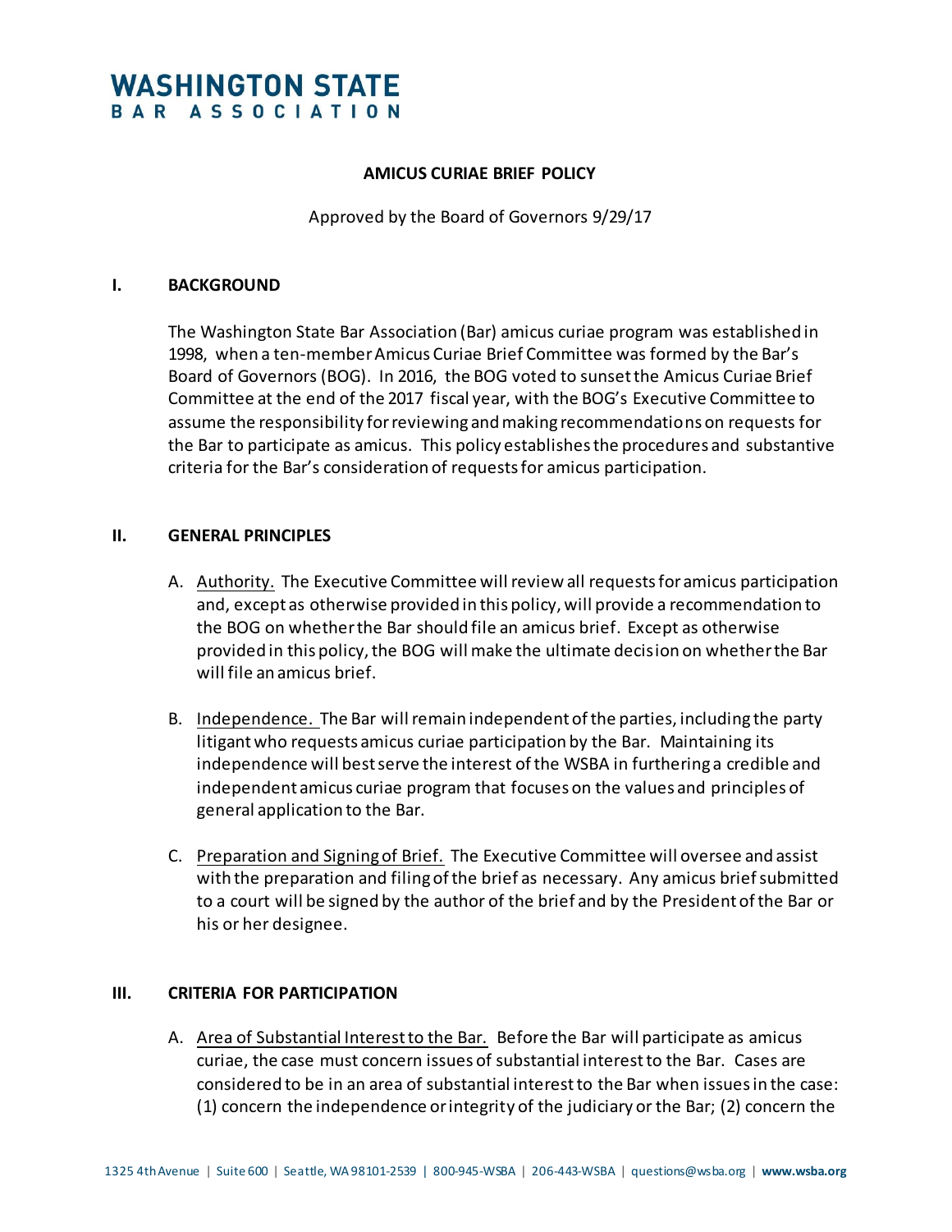# WASHINGTON STATE BAR ASSOCIATION

**AMICUS CURIAE BRIEF POLICY**

Approved by the Board of Governors 9/29/17

## I. BACKGROUND

The Washington State Bar Association (Bar) amicus curiae program was established in 1998, when a ten-member Amicus Curiae Brief Committee was formed by the Bar's Board of Governors (BOG). In 2016, the BOG voted to sunset the Amicus Curiae Brief Committee at the end of the 2017 fiscal year, with the BOG's Executive Committee to assume the responsibility for reviewing and making recommendations on requests for the Bar to participate as amicus. This policy establishes the procedures and substantive criteria for the Bar's consideration of requests for amicus participation.

## II. GENERAL PRINCIPLES

A. Authority. The Executive Committee will review all requests for amicus participation and, except as otherwise provided in this policy, will provide a recommendation to the BOG on whether the Bar should file an amicus brief. Except as otherwise provided in this policy, the BOG will make the ultimate decision on whether the Bar will file an amicus brief.

B. Independence. The Bar will remain independent of the parties, including the party litigant who requests amicus curiae participation by the Bar. Maintaining its independence will best serve the interest of the WSBA in furthering a credible and independent amicus curiae program that focuses on the values and principles of general application to the Bar.

C. Preparation and Signing of Brief. The Executive Committee will oversee and assist with the preparation and filing of the brief as necessary. Any amicus brief submitted to a court will be signed by the author of the brief and by the President of the Bar or his or her designee.

## III. CRITERIA FOR PARTICIPATION

A. Area of Substantial Interest to the Bar. Before the Bar will participate as amicus curiae, the case must concern issues of substantial interest to the Bar. Cases are considered to be in an area of substantial interest to the Bar when issues in the case: (1) concern the independence or integrity of the judiciary or the Bar; (2) concern the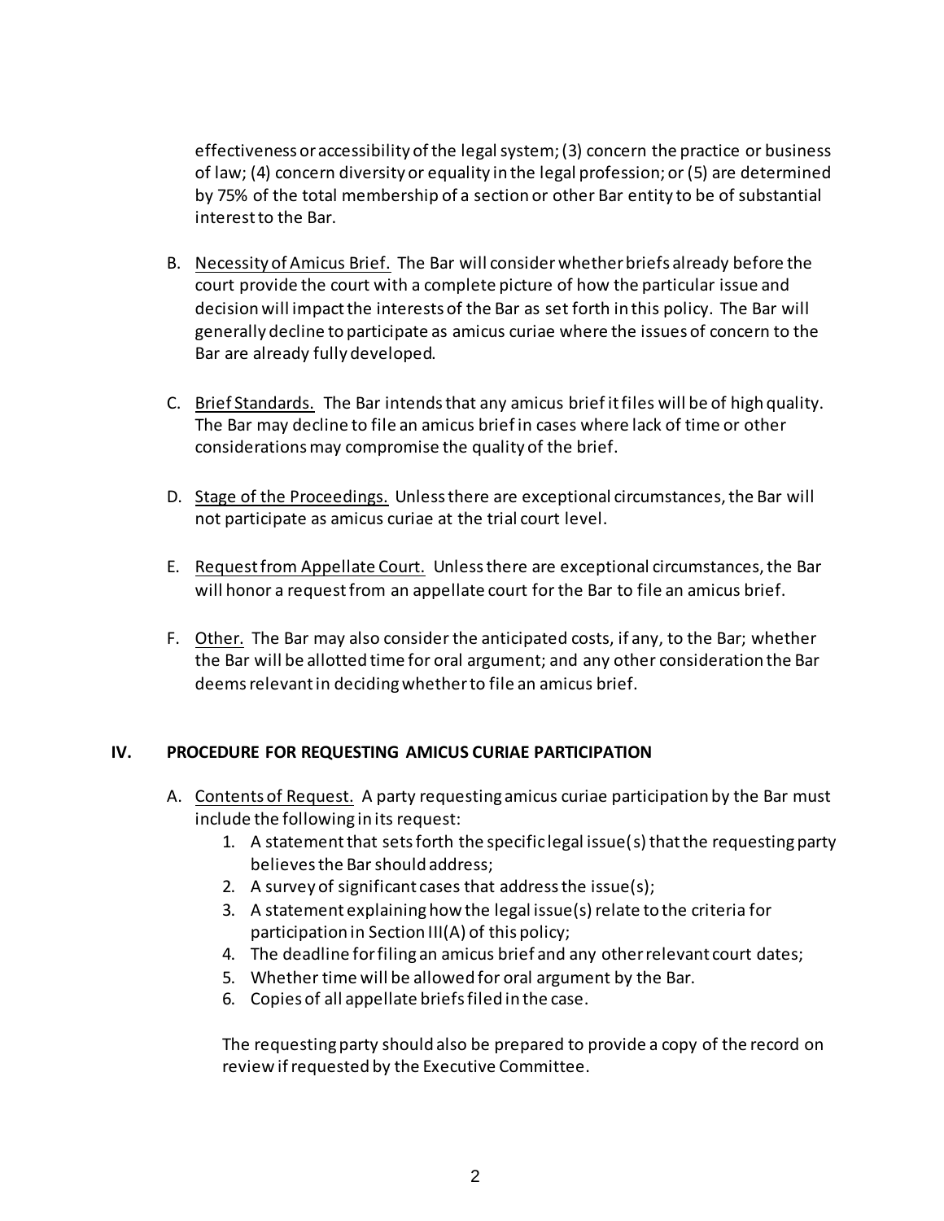effectiveness or accessibility of the legal system; (3) concern the practice or business of law; (4) concern diversity or equality in the legal profession; or (5) are determined by 75% of the total membership of a section or other Bar entity to be of substantial interest to the Bar.

B. Necessity of Amicus Brief. The Bar will consider whether briefs already before the court provide the court with a complete picture of how the particular issue and decision will impact the interests of the Bar as set forth in this policy. The Bar will generally decline to participate as amicus curiae where the issues of concern to the Bar are already fully developed.

C. Brief Standards. The Bar intends that any amicus brief it files will be of high quality. The Bar may decline to file an amicus brief in cases where lack of time or other considerations may compromise the quality of the brief.

D. Stage of the Proceedings. Unless there are exceptional circumstances, the Bar will not participate as amicus curiae at the trial court level.

E. Request from Appellate Court. Unless there are exceptional circumstances, the Bar will honor a request from an appellate court for the Bar to file an amicus brief.

F. Other. The Bar may also consider the anticipated costs, if any, to the Bar; whether the Bar will be allotted time for oral argument; and any other consideration the Bar deems relevant in deciding whether to file an amicus brief.

## IV. PROCEDURE FOR REQUESTING AMICUS CURIAE PARTICIPATION

A. Contents of Request. A party requesting amicus curiae participation by the Bar must include the following in its request:
   1. A statement that sets forth the specific legal issue(s) that the requesting party believes the Bar should address;
   2. A survey of significant cases that address the issue(s);
   3. A statement explaining how the legal issue(s) relate to the criteria for participation in Section III(A) of this policy;
   4. The deadline for filing an amicus brief and any other relevant court dates;
   5. Whether time will be allowed for oral argument by the Bar.
   6. Copies of all appellate briefs filed in the case.

   The requesting party should also be prepared to provide a copy of the record on review if requested by the Executive Committee.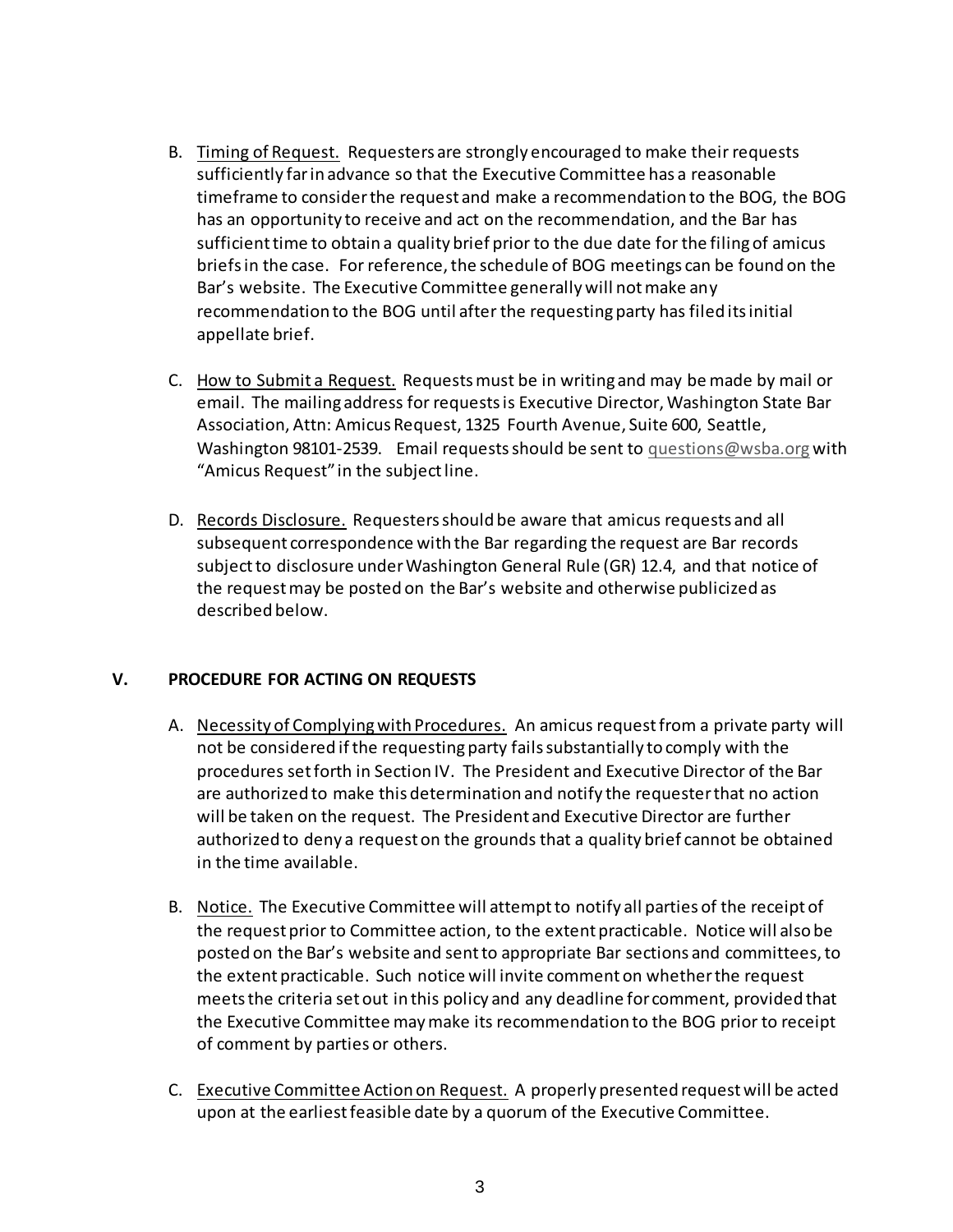B. Timing of Request. Requesters are strongly encouraged to make their requests sufficiently far in advance so that the Executive Committee has a reasonable timeframe to consider the request and make a recommendation to the BOG, the BOG has an opportunity to receive and act on the recommendation, and the Bar has sufficient time to obtain a quality brief prior to the due date for the filing of amicus briefs in the case. For reference, the schedule of BOG meetings can be found on the Bar's website. The Executive Committee generally will not make any recommendation to the BOG until after the requesting party has filed its initial appellate brief.

C. How to Submit a Request. Requests must be in writing and may be made by mail or email. The mailing address for requests is Executive Director, Washington State Bar Association, Attn: Amicus Request, 1325 Fourth Avenue, Suite 600, Seattle, Washington 98101-2539. Email requests should be sent to questions@wsba.org with "Amicus Request" in the subject line.

D. Records Disclosure. Requesters should be aware that amicus requests and all subsequent correspondence with the Bar regarding the request are Bar records subject to disclosure under Washington General Rule (GR) 12.4, and that notice of the request may be posted on the Bar's website and otherwise publicized as described below.

## V. PROCEDURE FOR ACTING ON REQUESTS

A. Necessity of Complying with Procedures. An amicus request from a private party will not be considered if the requesting party fails substantially to comply with the procedures set forth in Section IV. The President and Executive Director of the Bar are authorized to make this determination and notify the requester that no action will be taken on the request. The President and Executive Director are further authorized to deny a request on the grounds that a quality brief cannot be obtained in the time available.

B. Notice. The Executive Committee will attempt to notify all parties of the receipt of the request prior to Committee action, to the extent practicable. Notice will also be posted on the Bar's website and sent to appropriate Bar sections and committees, to the extent practicable. Such notice will invite comment on whether the request meets the criteria set out in this policy and any deadline for comment, provided that the Executive Committee may make its recommendation to the BOG prior to receipt of comment by parties or others.

C. Executive Committee Action on Request. A properly presented request will be acted upon at the earliest feasible date by a quorum of the Executive Committee.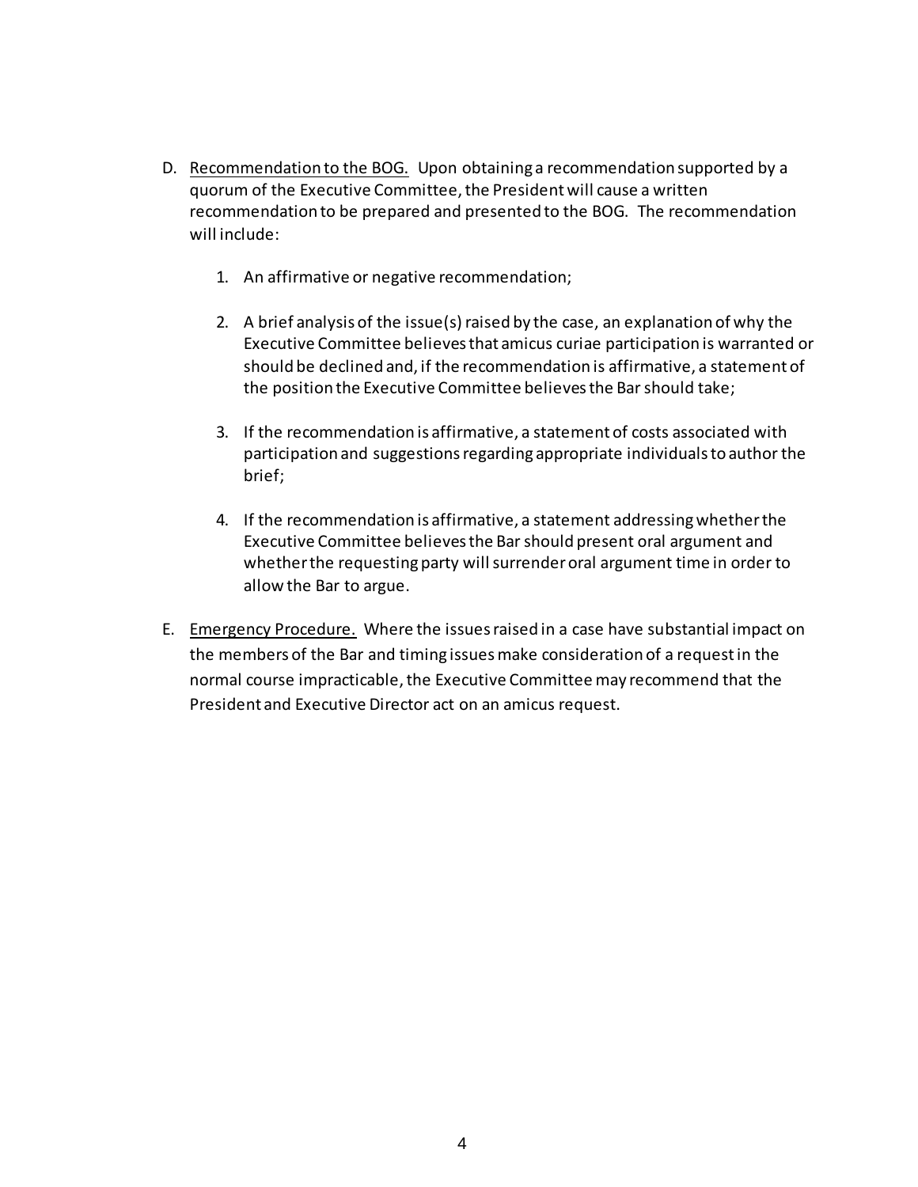D. <u>Recommendation to the BOG.</u> Upon obtaining a recommendation supported by a quorum of the Executive Committee, the President will cause a written recommendation to be prepared and presented to the BOG. The recommendation will include:

   1. An affirmative or negative recommendation;

   2. A brief analysis of the issue(s) raised by the case, an explanation of why the Executive Committee believes that amicus curiae participation is warranted or should be declined and, if the recommendation is affirmative, a statement of the position the Executive Committee believes the Bar should take;

   3. If the recommendation is affirmative, a statement of costs associated with participation and suggestions regarding appropriate individuals to author the brief;

   4. If the recommendation is affirmative, a statement addressing whether the Executive Committee believes the Bar should present oral argument and whether the requesting party will surrender oral argument time in order to allow the Bar to argue.

E. <u>Emergency Procedure.</u> Where the issues raised in a case have substantial impact on the members of the Bar and timing issues make consideration of a request in the normal course impracticable, the Executive Committee may recommend that the President and Executive Director act on an amicus request.